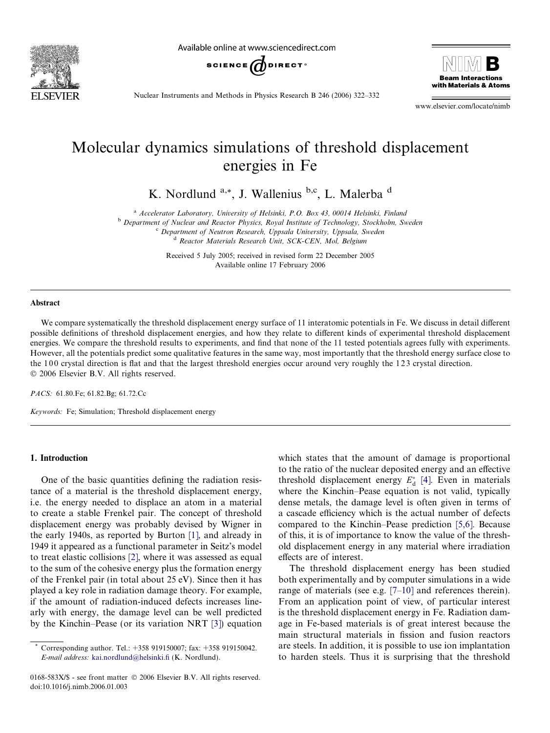# Molecular dynamics simulations of threshold displacement energies in Fe

K. Nordlund [a,*], J. Wallenius [b,c], L. Malerba [d]

[a] Accelerator Laboratory, University of Helsinki, P.O. Box 43, 00014 Helsinki, Finland
[b] Department of Nuclear and Reactor Physics, Royal Institute of Technology, Stockholm, Sweden
[c] Department of Neutron Research, Uppsala University, Uppsala, Sweden
[d] Reactor Materials Research Unit, SCK-CEN, Mol, Belgium

Received 5 July 2005; received in revised form 22 December 2005
Available online 17 February 2006

## Abstract

We compare systematically the threshold displacement energy surface of 11 interatomic potentials in Fe. We discuss in detail different possible definitions of threshold displacement energies, and how they relate to different kinds of experimental threshold displacement energies. We compare the threshold results to experiments, and find that none of the 11 tested potentials agrees fully with experiments. However, all the potentials predict some qualitative features in the same way, most importantly that the threshold energy surface close to the 1 0 0 crystal direction is flat and that the largest threshold energies occur around very roughly the 1 2 3 crystal direction.
© 2006 Elsevier B.V. All rights reserved.

*PACS:* 61.80.Fe; 61.82.Bg; 61.72.Cc

*Keywords:* Fe; Simulation; Threshold displacement energy

## 1. Introduction

One of the basic quantities defining the radiation resistance of a material is the threshold displacement energy, i.e. the energy needed to displace an atom in a material to create a stable Frenkel pair. The concept of threshold displacement energy was probably devised by Wigner in the early 1940s, as reported by Burton [1], and already in 1949 it appeared as a functional parameter in Seitz's model to treat elastic collisions [2], where it was assessed as equal to the sum of the cohesive energy plus the formation energy of the Frenkel pair (in total about 25 eV). Since then it has played a key role in radiation damage theory. For example, if the amount of radiation-induced defects increases linearly with energy, the damage level can be well predicted by the Kinchin–Pease (or its variation NRT [3]) equation which states that the amount of damage is proportional to the ratio of the nuclear deposited energy and an effective threshold displacement energy $E_d^*$ [4]. Even in materials where the Kinchin–Pease equation is not valid, typically dense metals, the damage level is often given in terms of a cascade efficiency which is the actual number of defects compared to the Kinchin–Pease prediction [5,6]. Because of this, it is of importance to know the value of the threshold displacement energy in any material where irradiation effects are of interest.

The threshold displacement energy has been studied both experimentally and by computer simulations in a wide range of materials (see e.g. [7–10] and references therein). From an application point of view, of particular interest is the threshold displacement energy in Fe. Radiation damage in Fe-based materials is of great interest because the main structural materials in fission and fusion reactors are steels. In addition, it is possible to use ion implantation to harden steels. Thus it is surprising that the threshold

\* Corresponding author. Tel.: +358 919150007; fax: +358 919150042. *E-mail address:* kai.nordlund@helsinki.fi (K. Nordlund).

0168-583X/$ - see front matter © 2006 Elsevier B.V. All rights reserved.
doi:10.1016/j.nimb.2006.01.003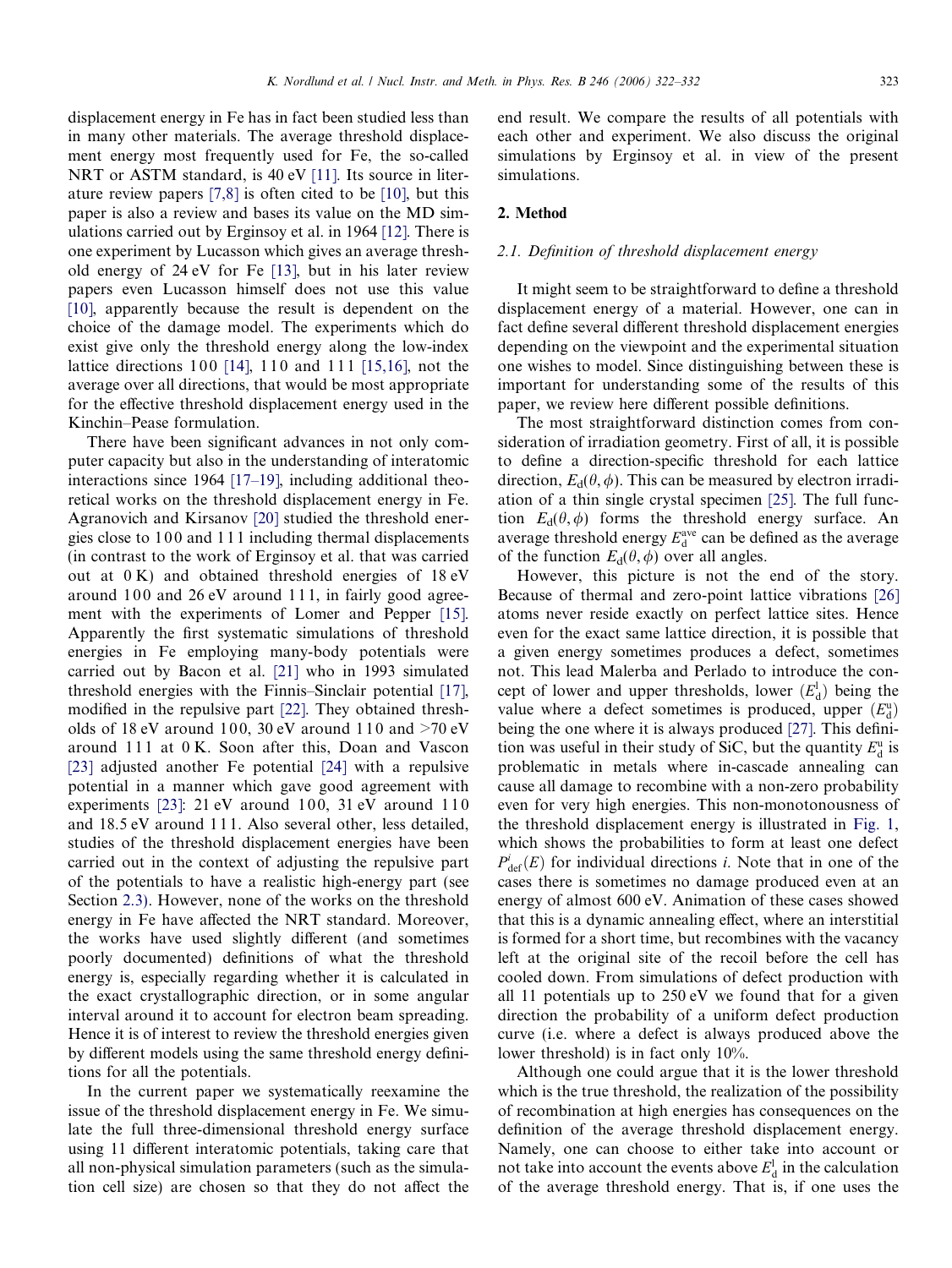displacement energy in Fe has in fact been studied less than in many other materials. The average threshold displacement energy most frequently used for Fe, the so-called NRT or ASTM standard, is 40 eV [11]. Its source in literature review papers [7,8] is often cited to be [10], but this paper is also a review and bases its value on the MD simulations carried out by Erginsoy et al. in 1964 [12]. There is one experiment by Lucasson which gives an average threshold energy of 24 eV for Fe [13], but in his later review papers even Lucasson himself does not use this value [10], apparently because the result is dependent on the choice of the damage model. The experiments which do exist give only the threshold energy along the low-index lattice directions 1 0 0 [14], 1 1 0 and 1 1 1 [15,16], not the average over all directions, that would be most appropriate for the effective threshold displacement energy used in the Kinchin–Pease formulation.

There have been significant advances in not only computer capacity but also in the understanding of interatomic interactions since 1964 [17–19], including additional theoretical works on the threshold displacement energy in Fe. Agranovich and Kirsanov [20] studied the threshold energies close to 1 0 0 and 1 1 1 including thermal displacements (in contrast to the work of Erginsoy et al. that was carried out at 0 K) and obtained threshold energies of 18 eV around 1 0 0 and 26 eV around 1 1 1, in fairly good agreement with the experiments of Lomer and Pepper [15]. Apparently the first systematic simulations of threshold energies in Fe employing many-body potentials were carried out by Bacon et al. [21] who in 1993 simulated threshold energies with the Finnis–Sinclair potential [17], modified in the repulsive part [22]. They obtained thresholds of 18 eV around 1 0 0, 30 eV around 1 1 0 and >70 eV around 1 1 1 at 0 K. Soon after this, Doan and Vascon [23] adjusted another Fe potential [24] with a repulsive potential in a manner which gave good agreement with experiments [23]: 21 eV around 1 0 0, 31 eV around 1 1 0 and 18.5 eV around 1 1 1. Also several other, less detailed, studies of the threshold displacement energies have been carried out in the context of adjusting the repulsive part of the potentials to have a realistic high-energy part (see Section 2.3). However, none of the works on the threshold energy in Fe have affected the NRT standard. Moreover, the works have used slightly different (and sometimes poorly documented) definitions of what the threshold energy is, especially regarding whether it is calculated in the exact crystallographic direction, or in some angular interval around it to account for electron beam spreading. Hence it is of interest to review the threshold energies given by different models using the same threshold energy definitions for all the potentials.

In the current paper we systematically reexamine the issue of the threshold displacement energy in Fe. We simulate the full three-dimensional threshold energy surface using 11 different interatomic potentials, taking care that all non-physical simulation parameters (such as the simulation cell size) are chosen so that they do not affect the end result. We compare the results of all potentials with each other and experiment. We also discuss the original simulations by Erginsoy et al. in view of the present simulations.

## 2. Method

### 2.1. Definition of threshold displacement energy

It might seem to be straightforward to define a threshold displacement energy of a material. However, one can in fact define several different threshold displacement energies depending on the viewpoint and the experimental situation one wishes to model. Since distinguishing between these is important for understanding some of the results of this paper, we review here different possible definitions.

The most straightforward distinction comes from consideration of irradiation geometry. First of all, it is possible to define a direction-specific threshold for each lattice direction, $E_d(\theta, \phi)$. This can be measured by electron irradiation of a thin single crystal specimen [25]. The full function $E_d(\theta, \phi)$ forms the threshold energy surface. An average threshold energy $E_d^{ave}$ can be defined as the average of the function $E_d(\theta, \phi)$ over all angles.

However, this picture is not the end of the story. Because of thermal and zero-point lattice vibrations [26] atoms never reside exactly on perfect lattice sites. Hence even for the exact same lattice direction, it is possible that a given energy sometimes produces a defect, sometimes not. This lead Malerba and Perlado to introduce the concept of lower and upper thresholds, lower ($E_d^l$) being the value where a defect sometimes is produced, upper ($E_d^u$) being the one where it is always produced [27]. This definition was useful in their study of SiC, but the quantity $E_d^u$ is problematic in metals where in-cascade annealing can cause all damage to recombine with a non-zero probability even for very high energies. This non-monotonousness of the threshold displacement energy is illustrated in Fig. 1, which shows the probabilities to form at least one defect $P_{def}^i(E)$ for individual directions $i$. Note that in one of the cases there is sometimes no damage produced even at an energy of almost 600 eV. Animation of these cases showed that this is a dynamic annealing effect, where an interstitial is formed for a short time, but recombines with the vacancy left at the original site of the recoil before the cell has cooled down. From simulations of defect production with all 11 potentials up to 250 eV we found that for a given direction the probability of a uniform defect production curve (i.e. where a defect is always produced above the lower threshold) is in fact only 10%.

Although one could argue that it is the lower threshold which is the true threshold, the realization of the possibility of recombination at high energies has consequences on the definition of the average threshold displacement energy. Namely, one can choose to either take into account or not take into account the events above $E_d^l$ in the calculation of the average threshold energy. That is, if one uses the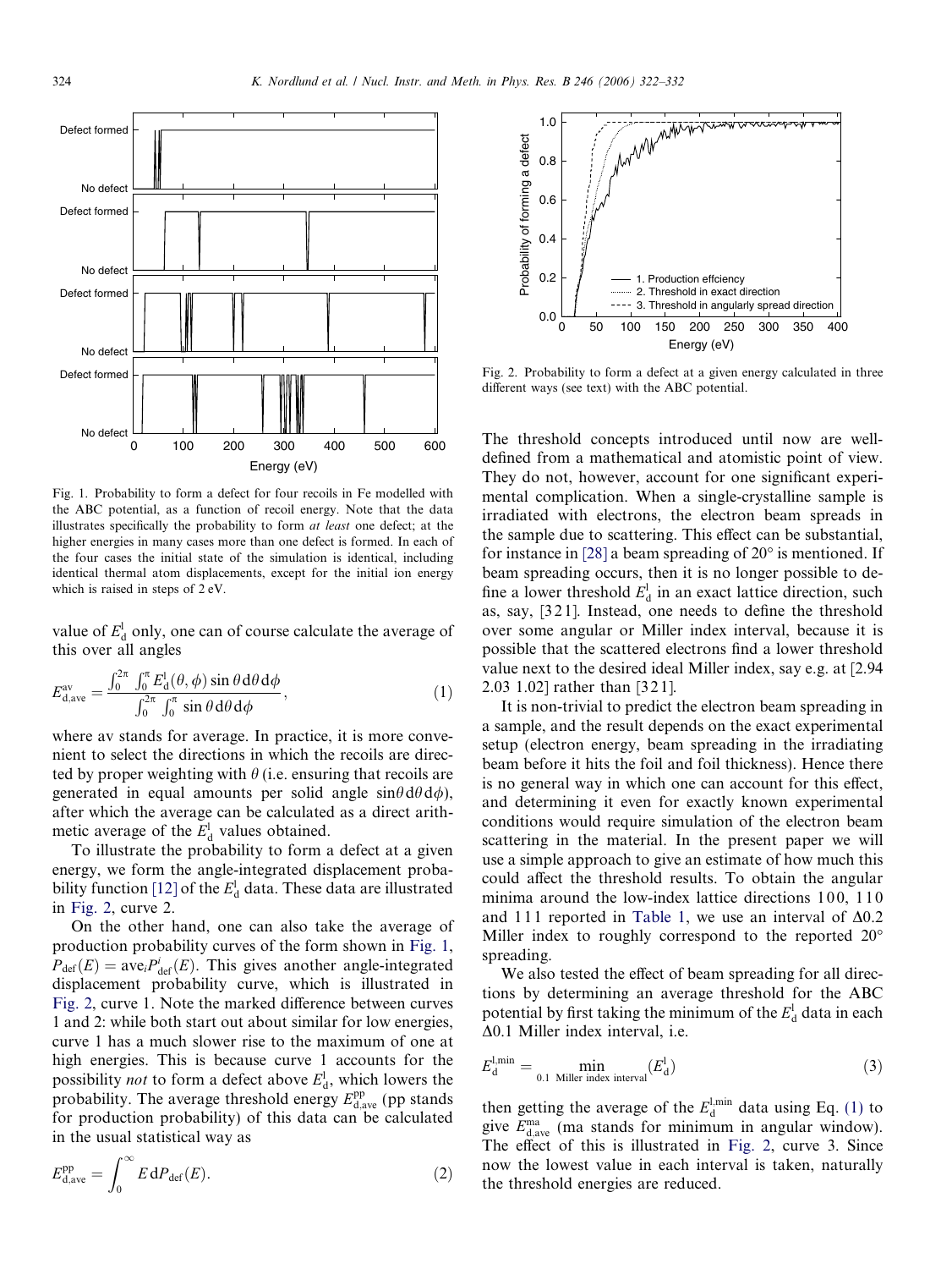Fig. 1. Probability to form a defect for four recoils in Fe modelled with the ABC potential, as a function of recoil energy. Note that the data illustrates specifically the probability to form *at least* one defect; at the higher energies in many cases more than one defect is formed. In each of the four cases the initial state of the simulation is identical, including identical thermal atom displacements, except for the initial ion energy which is raised in steps of 2 eV.

value of $E_{\mathrm{d}}^{\mathrm{l}}$ only, one can of course calculate the average of this over all angles

$$E_{\mathrm{d,ave}}^{\mathrm{av}} = \frac{\int_0^{2\pi} \int_0^{\pi} E_{\mathrm{d}}^{\mathrm{l}}(\theta,\phi) \sin\theta \,\mathrm{d}\theta \,\mathrm{d}\phi}{\int_0^{2\pi} \int_0^{\pi} \sin\theta \,\mathrm{d}\theta \,\mathrm{d}\phi}, \tag{1}$$

where av stands for average. In practice, it is more convenient to select the directions in which the recoils are directed by proper weighting with $\theta$ (i.e. ensuring that recoils are generated in equal amounts per solid angle $\sin\theta \,\mathrm{d}\theta \,\mathrm{d}\phi$), after which the average can be calculated as a direct arithmetic average of the $E_{\mathrm{d}}^{\mathrm{l}}$ values obtained.

To illustrate the probability to form a defect at a given energy, we form the angle-integrated displacement probability function [12] of the $E_{\mathrm{d}}^{\mathrm{l}}$ data. These data are illustrated in Fig. 2, curve 2.

On the other hand, one can also take the average of production probability curves of the form shown in Fig. 1, $P_{\mathrm{def}}(E) = \mathrm{ave}_i P_{\mathrm{def}}^i(E)$. This gives another angle-integrated displacement probability curve, which is illustrated in Fig. 2, curve 1. Note the marked difference between curves 1 and 2: while both start out about similar for low energies, curve 1 has a much slower rise to the maximum of one at high energies. This is because curve 1 accounts for the possibility *not* to form a defect above $E_{\mathrm{d}}^{\mathrm{l}}$, which lowers the probability. The average threshold energy $E_{\mathrm{d,ave}}^{\mathrm{pp}}$ (pp stands for production probability) of this data can be calculated in the usual statistical way as

$$E_{\mathrm{d,ave}}^{\mathrm{pp}} = \int_0^{\infty} E \,\mathrm{d}P_{\mathrm{def}}(E). \tag{2}$$

Fig. 2. Probability to form a defect at a given energy calculated in three different ways (see text) with the ABC potential.

The threshold concepts introduced until now are well-defined from a mathematical and atomistic point of view. They do not, however, account for one significant experimental complication. When a single-crystalline sample is irradiated with electrons, the electron beam spreads in the sample due to scattering. This effect can be substantial, for instance in [28] a beam spreading of 20° is mentioned. If beam spreading occurs, then it is no longer possible to define a lower threshold $E_{\mathrm{d}}^{\mathrm{l}}$ in an exact lattice direction, such as, say, [3 2 1]. Instead, one needs to define the threshold over some angular or Miller index interval, because it is possible that the scattered electrons find a lower threshold value next to the desired ideal Miller index, say e.g. at [2.94 2.03 1.02] rather than [3 2 1].

It is non-trivial to predict the electron beam spreading in a sample, and the result depends on the exact experimental setup (electron energy, beam spreading in the irradiating beam before it hits the foil and foil thickness). Hence there is no general way in which one can account for this effect, and determining it even for exactly known experimental conditions would require simulation of the electron beam scattering in the material. In the present paper we will use a simple approach to give an estimate of how much this could affect the threshold results. To obtain the angular minima around the low-index lattice directions 1 0 0, 1 1 0 and 1 1 1 reported in Table 1, we use an interval of Δ0.2 Miller index to roughly correspond to the reported 20° spreading.

We also tested the effect of beam spreading for all directions by determining an average threshold for the ABC potential by first taking the minimum of the $E_{\mathrm{d}}^{\mathrm{l}}$ data in each Δ0.1 Miller index interval, i.e.

$$E_{\mathrm{d}}^{\mathrm{l,min}} = \min_{0.1 \text{ Miller index interval}} (E_{\mathrm{d}}^{\mathrm{l}}) \tag{3}$$

then getting the average of the $E_{\mathrm{d}}^{\mathrm{l,min}}$ data using Eq. (1) to give $E_{\mathrm{d,ave}}^{\mathrm{ma}}$ (ma stands for minimum in angular window). The effect of this is illustrated in Fig. 2, curve 3. Since now the lowest value in each interval is taken, naturally the threshold energies are reduced.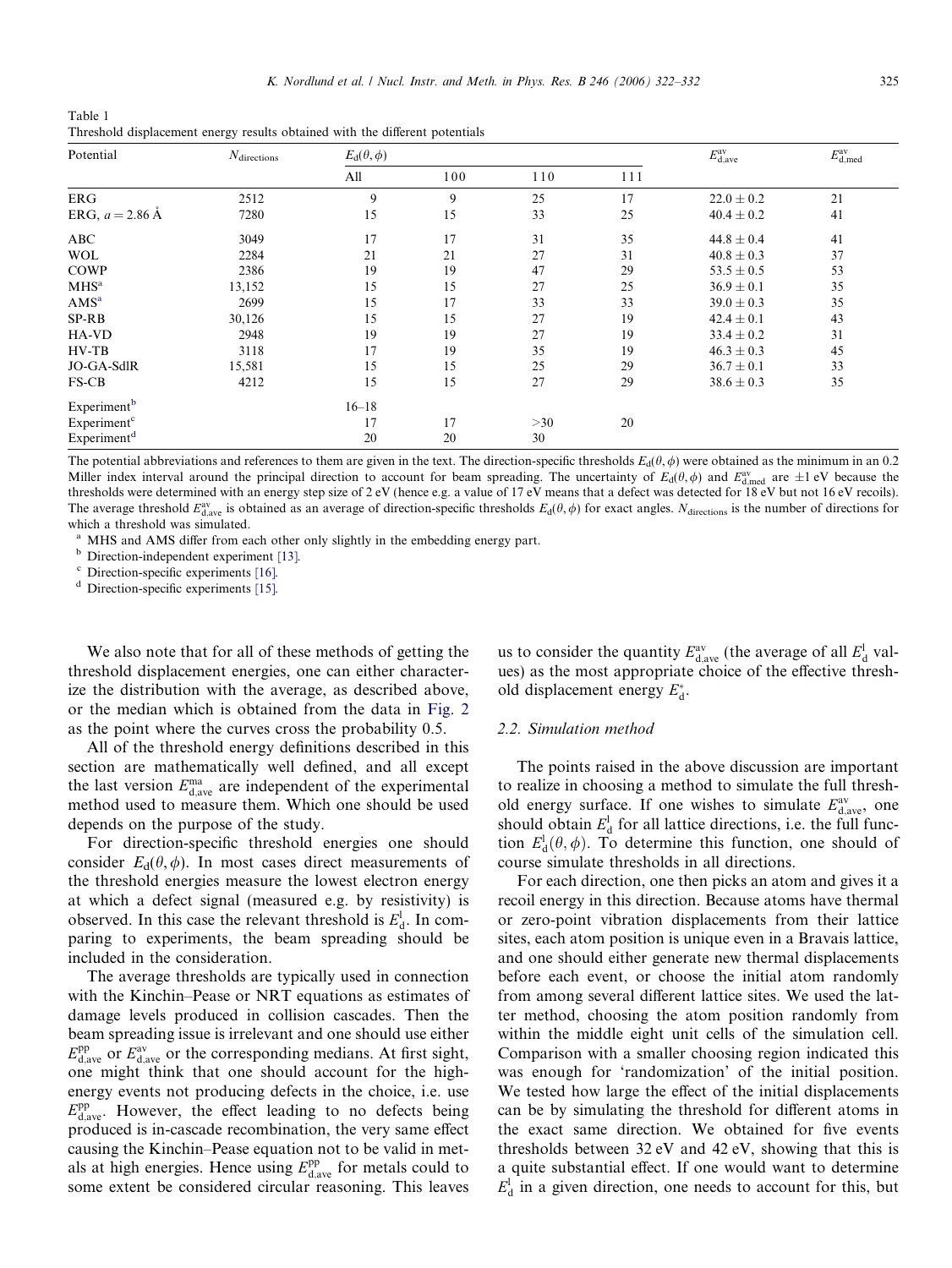Table 1
Threshold displacement energy results obtained with the different potentials

| Potential | $N_{directions}$ | $E_d(\theta,\phi)$ | | | | $E^{av}_{d,ave}$ | $E^{av}_{d,med}$ |
|---|---|---|---|---|---|---|---|
| | | All | 100 | 110 | 111 | | |
| ERG | 2512 | 9 | 9 | 25 | 17 | $22.0 \pm 0.2$ | 21 |
| ERG, $a = 2.86$ Å | 7280 | 15 | 15 | 33 | 25 | $40.4 \pm 0.2$ | 41 |
| ABC | 3049 | 17 | 17 | 31 | 35 | $44.8 \pm 0.4$ | 41 |
| WOL | 2284 | 21 | 21 | 27 | 31 | $40.8 \pm 0.3$ | 37 |
| COWP | 2386 | 19 | 19 | 47 | 29 | $53.5 \pm 0.5$ | 53 |
| MHS[a] | 13,152 | 15 | 15 | 27 | 25 | $36.9 \pm 0.1$ | 35 |
| AMS[a] | 2699 | 15 | 17 | 33 | 33 | $39.0 \pm 0.3$ | 35 |
| SP-RB | 30,126 | 15 | 15 | 27 | 19 | $42.4 \pm 0.1$ | 43 |
| HA-VD | 2948 | 19 | 19 | 27 | 19 | $33.4 \pm 0.2$ | 31 |
| HV-TB | 3118 | 17 | 19 | 35 | 19 | $46.3 \pm 0.3$ | 45 |
| JO-GA-SdlR | 15,581 | 15 | 15 | 25 | 29 | $36.7 \pm 0.1$ | 33 |
| FS-CB | 4212 | 15 | 15 | 27 | 29 | $38.6 \pm 0.3$ | 35 |
| Experiment[b] | | 16–18 | | | | | |
| Experiment[c] | | 17 | 17 | >30 | 20 | | |
| Experiment[d] | | 20 | 20 | 30 | | | |

The potential abbreviations and references to them are given in the text. The direction-specific thresholds $E_d(\theta,\phi)$ were obtained as the minimum in an 0.2 Miller index interval around the principal direction to account for beam spreading. The uncertainty of $E_d(\theta,\phi)$ and $E^{av}_{d,med}$ are ±1 eV because the thresholds were determined with an energy step size of 2 eV (hence e.g. a value of 17 eV means that a defect was detected for 18 eV but not 16 eV recoils). The average threshold $E^{av}_{d,ave}$ is obtained as an average of direction-specific thresholds $E_d(\theta,\phi)$ for exact angles. $N_{directions}$ is the number of directions for which a threshold was simulated.

[a] MHS and AMS differ from each other only slightly in the embedding energy part.
[b] Direction-independent experiment [13].
[c] Direction-specific experiments [16].
[d] Direction-specific experiments [15].

We also note that for all of these methods of getting the threshold displacement energies, one can either characterize the distribution with the average, as described above, or the median which is obtained from the data in Fig. 2 as the point where the curves cross the probability 0.5.

All of the threshold energy definitions described in this section are mathematically well defined, and all except the last version $E^{ma}_{d,ave}$ are independent of the experimental method used to measure them. Which one should be used depends on the purpose of the study.

For direction-specific threshold energies one should consider $E_d(\theta,\phi)$. In most cases direct measurements of the threshold energies measure the lowest electron energy at which a defect signal (measured e.g. by resistivity) is observed. In this case the relevant threshold is $E^l_d$. In comparing to experiments, the beam spreading should be included in the consideration.

The average thresholds are typically used in connection with the Kinchin–Pease or NRT equations as estimates of damage levels produced in collision cascades. Then the beam spreading issue is irrelevant and one should use either $E^{pp}_{d,ave}$ or $E^{av}_{d,ave}$ or the corresponding medians. At first sight, one might think that one should account for the high-energy events not producing defects in the choice, i.e. use $E^{pp}_{d,ave}$. However, the effect leading to no defects being produced is in-cascade recombination, the very same effect causing the Kinchin–Pease equation not to be valid in metals at high energies. Hence using $E^{pp}_{d,ave}$ for metals could to some extent be considered circular reasoning. This leaves us to consider the quantity $E^{av}_{d,ave}$ (the average of all $E^l_d$ values) as the most appropriate choice of the effective threshold displacement energy $E^*_d$.

## 2.2. Simulation method

The points raised in the above discussion are important to realize in choosing a method to simulate the full threshold energy surface. If one wishes to simulate $E^{av}_{d,ave}$, one should obtain $E^l_d$ for all lattice directions, i.e. the full function $E^l_d(\theta,\phi)$. To determine this function, one should of course simulate thresholds in all directions.

For each direction, one then picks an atom and gives it a recoil energy in this direction. Because atoms have thermal or zero-point vibration displacements from their lattice sites, each atom position is unique even in a Bravais lattice, and one should either generate new thermal displacements before each event, or choose the initial atom randomly from among several different lattice sites. We used the latter method, choosing the atom position randomly from within the middle eight unit cells of the simulation cell. Comparison with a smaller choosing region indicated this was enough for 'randomization' of the initial position. We tested how large the effect of the initial displacements can be by simulating the threshold for different atoms in the exact same direction. We obtained for five events thresholds between 32 eV and 42 eV, showing that this is a quite substantial effect. If one would want to determine $E^l_d$ in a given direction, one needs to account for this, but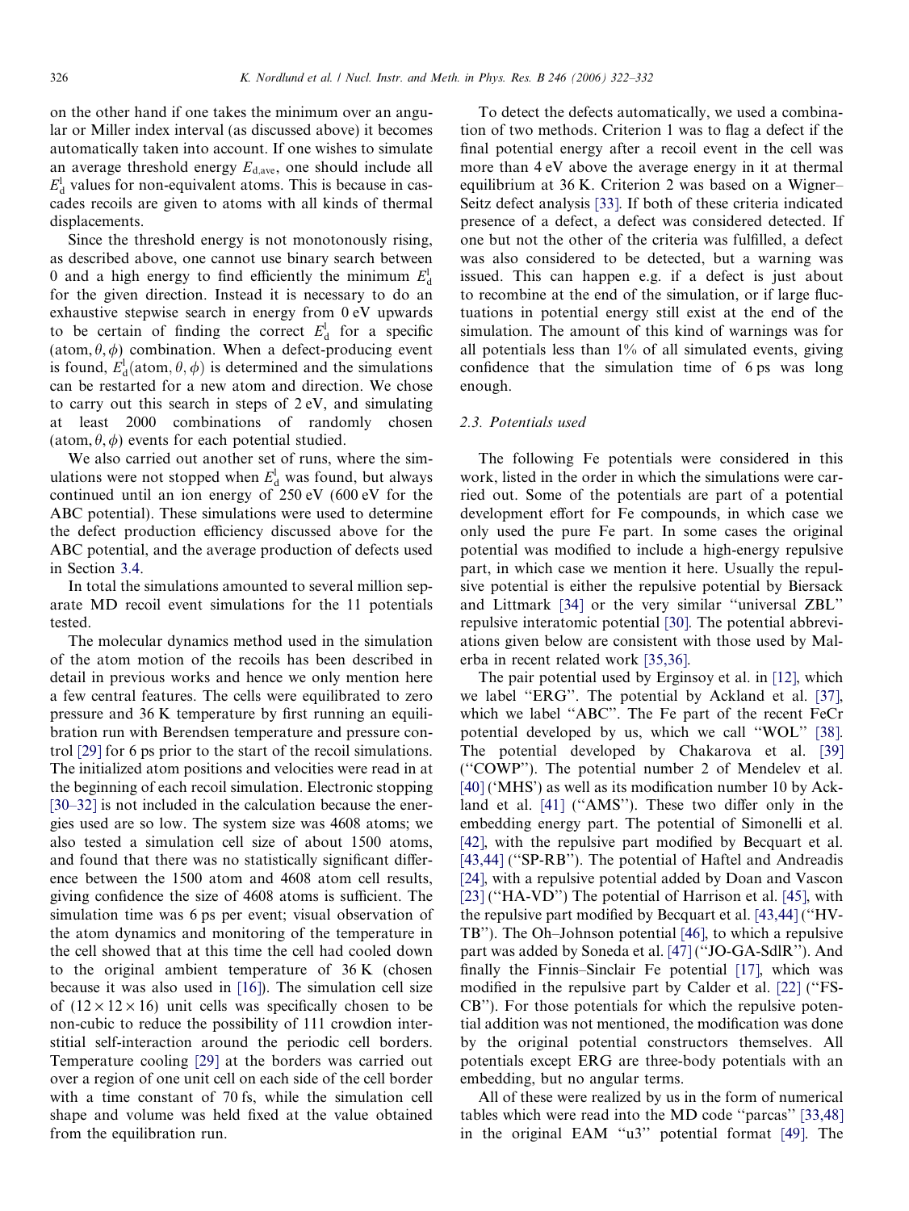on the other hand if one takes the minimum over an angular or Miller index interval (as discussed above) it becomes automatically taken into account. If one wishes to simulate an average threshold energy $E_{d,ave}$, one should include all $E_d^l$ values for non-equivalent atoms. This is because in cascades recoils are given to atoms with all kinds of thermal displacements.

Since the threshold energy is not monotonously rising, as described above, one cannot use binary search between 0 and a high energy to find efficiently the minimum $E_d^l$ for the given direction. Instead it is necessary to do an exhaustive stepwise search in energy from 0 eV upwards to be certain of finding the correct $E_d^l$ for a specific (atom, $\theta$, $\phi$) combination. When a defect-producing event is found, $E_d^l$(atom, $\theta$, $\phi$) is determined and the simulations can be restarted for a new atom and direction. We chose to carry out this search in steps of 2 eV, and simulating at least 2000 combinations of randomly chosen (atom, $\theta$, $\phi$) events for each potential studied.

We also carried out another set of runs, where the simulations were not stopped when $E_d^l$ was found, but always continued until an ion energy of 250 eV (600 eV for the ABC potential). These simulations were used to determine the defect production efficiency discussed above for the ABC potential, and the average production of defects used in Section 3.4.

In total the simulations amounted to several million separate MD recoil event simulations for the 11 potentials tested.

The molecular dynamics method used in the simulation of the atom motion of the recoils has been described in detail in previous works and hence we only mention here a few central features. The cells were equilibrated to zero pressure and 36 K temperature by first running an equilibration run with Berendsen temperature and pressure control [29] for 6 ps prior to the start of the recoil simulations. The initialized atom positions and velocities were read in at the beginning of each recoil simulation. Electronic stopping [30–32] is not included in the calculation because the energies used are so low. The system size was 4608 atoms; we also tested a simulation cell size of about 1500 atoms, and found that there was no statistically significant difference between the 1500 atom and 4608 atom cell results, giving confidence the size of 4608 atoms is sufficient. The simulation time was 6 ps per event; visual observation of the atom dynamics and monitoring of the temperature in the cell showed that at this time the cell had cooled down to the original ambient temperature of 36 K (chosen because it was also used in [16]). The simulation cell size of $(12 \times 12 \times 16)$ unit cells was specifically chosen to be non-cubic to reduce the possibility of 111 crowdion interstitial self-interaction around the periodic cell borders. Temperature cooling [29] at the borders was carried out over a region of one unit cell on each side of the cell border with a time constant of 70 fs, while the simulation cell shape and volume was held fixed at the value obtained from the equilibration run.

To detect the defects automatically, we used a combination of two methods. Criterion 1 was to flag a defect if the final potential energy after a recoil event in the cell was more than 4 eV above the average energy in it at thermal equilibrium at 36 K. Criterion 2 was based on a Wigner–Seitz defect analysis [33]. If both of these criteria indicated presence of a defect, a defect was considered detected. If one but not the other of the criteria was fulfilled, a defect was also considered to be detected, but a warning was issued. This can happen e.g. if a defect is just about to recombine at the end of the simulation, or if large fluctuations in potential energy still exist at the end of the simulation. The amount of this kind of warnings was for all potentials less than 1% of all simulated events, giving confidence that the simulation time of 6 ps was long enough.

### 2.3. Potentials used

The following Fe potentials were considered in this work, listed in the order in which the simulations were carried out. Some of the potentials are part of a potential development effort for Fe compounds, in which case we only used the pure Fe part. In some cases the original potential was modified to include a high-energy repulsive part, in which case we mention it here. Usually the repulsive potential is either the repulsive potential by Biersack and Littmark [34] or the very similar "universal ZBL" repulsive interatomic potential [30]. The potential abbreviations given below are consistent with those used by Malerba in recent related work [35,36].

The pair potential used by Erginsoy et al. in [12], which we label "ERG". The potential by Ackland et al. [37], which we label "ABC". The Fe part of the recent FeCr potential developed by us, which we call "WOL" [38]. The potential developed by Chakarova et al. [39] ("COWP"). The potential number 2 of Mendelev et al. [40] ('MHS') as well as its modification number 10 by Ackland et al. [41] ("AMS"). These two differ only in the embedding energy part. The potential of Simonelli et al. [42], with the repulsive part modified by Becquart et al. [43,44] ("SP-RB"). The potential of Haftel and Andreadis [24], with a repulsive potential added by Doan and Vascon [23] ("HA-VD") The potential of Harrison et al. [45], with the repulsive part modified by Becquart et al. [43,44] ("HV-TB"). The Oh–Johnson potential [46], to which a repulsive part was added by Soneda et al. [47] ("JO-GA-SdlR"). And finally the Finnis–Sinclair Fe potential [17], which was modified in the repulsive part by Calder et al. [22] ("FS-CB"). For those potentials for which the repulsive potential addition was not mentioned, the modification was done by the original potential constructors themselves. All potentials except ERG are three-body potentials with an embedding, but no angular terms.

All of these were realized by us in the form of numerical tables which were read into the MD code "parcas" [33,48] in the original EAM "u3" potential format [49]. The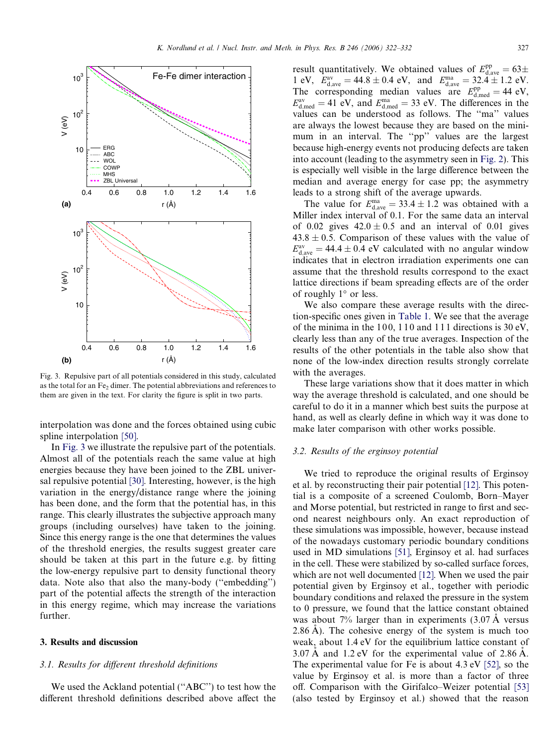Fig. 3. Repulsive part of all potentials considered in this study, calculated as the total for an $Fe_2$ dimer. The potential abbreviations and references to them are given in the text. For clarity the figure is split in two parts.

interpolation was done and the forces obtained using cubic spline interpolation [50].

In Fig. 3 we illustrate the repulsive part of the potentials. Almost all of the potentials reach the same value at high energies because they have been joined to the ZBL universal repulsive potential [30]. Interesting, however, is the high variation in the energy/distance range where the joining has been done, and the form that the potential has, in this range. This clearly illustrates the subjective approach many groups (including ourselves) have taken to the joining. Since this energy range is the one that determines the values of the threshold energies, the results suggest greater care should be taken at this part in the future e.g. by fitting the low-energy repulsive part to density functional theory data. Note also that also the many-body ("embedding") part of the potential affects the strength of the interaction in this energy regime, which may increase the variations further.

## 3. Results and discussion

### 3.1. Results for different threshold definitions

We used the Ackland potential ("ABC") to test how the different threshold definitions described above affect the result quantitatively. We obtained values of $E^{pp}_{d,ave} = 63 \pm 1$ eV, $E^{av}_{d,ave} = 44.8 \pm 0.4$ eV, and $E^{ma}_{d,ave} = 32.4 \pm 1.2$ eV. The corresponding median values are $E^{pp}_{d,med} = 44$ eV, $E^{av}_{d,med} = 41$ eV, and $E^{ma}_{d,med} = 33$ eV. The differences in the values can be understood as follows. The "ma" values are always the lowest because they are based on the minimum in an interval. The "pp" values are the largest because high-energy events not producing defects are taken into account (leading to the asymmetry seen in Fig. 2). This is especially well visible in the large difference between the median and average energy for case pp; the asymmetry leads to a strong shift of the average upwards.

The value for $E^{ma}_{d,ave} = 33.4 \pm 1.2$ was obtained with a Miller index interval of 0.1. For the same data an interval of 0.02 gives $42.0 \pm 0.5$ and an interval of 0.01 gives $43.8 \pm 0.5$. Comparison of these values with the value of $E^{av}_{d,ave} = 44.4 \pm 0.4$ eV calculated with no angular window indicates that in electron irradiation experiments one can assume that the threshold results correspond to the exact lattice directions if beam spreading effects are of the order of roughly 1° or less.

We also compare these average results with the direction-specific ones given in Table 1. We see that the average of the minima in the 1 0 0, 1 1 0 and 1 1 1 directions is 30 eV, clearly less than any of the true averages. Inspection of the results of the other potentials in the table also show that none of the low-index direction results strongly correlate with the averages.

These large variations show that it does matter in which way the average threshold is calculated, and one should be careful to do it in a manner which best suits the purpose at hand, as well as clearly define in which way it was done to make later comparison with other works possible.

### 3.2. Results of the erginsoy potential

We tried to reproduce the original results of Erginsoy et al. by reconstructing their pair potential [12]. This potential is a composite of a screened Coulomb, Born–Mayer and Morse potential, but restricted in range to first and second nearest neighbours only. An exact reproduction of these simulations was impossible, however, because instead of the nowadays customary periodic boundary conditions used in MD simulations [51], Erginsoy et al. had surfaces in the cell. These were stabilized by so-called surface forces, which are not well documented [12]. When we used the pair potential given by Erginsoy et al., together with periodic boundary conditions and relaxed the pressure in the system to 0 pressure, we found that the lattice constant obtained was about 7% larger than in experiments (3.07 Å versus 2.86 Å). The cohesive energy of the system is much too weak, about 1.4 eV for the equilibrium lattice constant of 3.07 Å and 1.2 eV for the experimental value of 2.86 Å. The experimental value for Fe is about 4.3 eV [52], so the value by Erginsoy et al. is more than a factor of three off. Comparison with the Girifalco–Weizer potential [53] (also tested by Erginsoy et al.) showed that the reason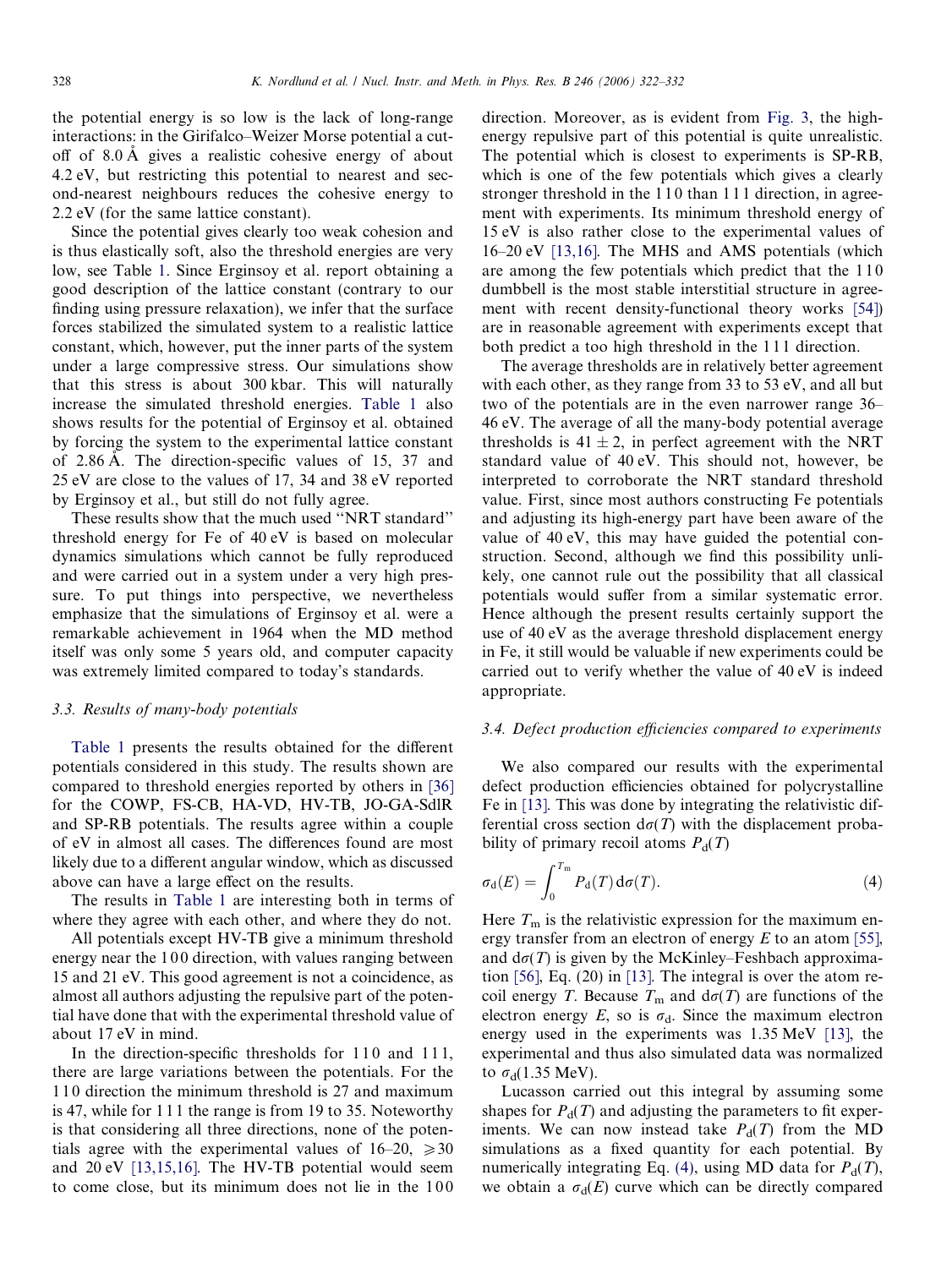the potential energy is so low is the lack of long-range interactions: in the Girifalco–Weizer Morse potential a cutoff of 8.0 Å gives a realistic cohesive energy of about 4.2 eV, but restricting this potential to nearest and second-nearest neighbours reduces the cohesive energy to 2.2 eV (for the same lattice constant).

Since the potential gives clearly too weak cohesion and is thus elastically soft, also the threshold energies are very low, see Table 1. Since Erginsoy et al. report obtaining a good description of the lattice constant (contrary to our finding using pressure relaxation), we infer that the surface forces stabilized the simulated system to a realistic lattice constant, which, however, put the inner parts of the system under a large compressive stress. Our simulations show that this stress is about 300 kbar. This will naturally increase the simulated threshold energies. Table 1 also shows results for the potential of Erginsoy et al. obtained by forcing the system to the experimental lattice constant of 2.86 Å. The direction-specific values of 15, 37 and 25 eV are close to the values of 17, 34 and 38 eV reported by Erginsoy et al., but still do not fully agree.

These results show that the much used "NRT standard" threshold energy for Fe of 40 eV is based on molecular dynamics simulations which cannot be fully reproduced and were carried out in a system under a very high pressure. To put things into perspective, we nevertheless emphasize that the simulations of Erginsoy et al. were a remarkable achievement in 1964 when the MD method itself was only some 5 years old, and computer capacity was extremely limited compared to today's standards.

### 3.3. Results of many-body potentials

Table 1 presents the results obtained for the different potentials considered in this study. The results shown are compared to threshold energies reported by others in [36] for the COWP, FS-CB, HA-VD, HV-TB, JO-GA-SdlR and SP-RB potentials. The results agree within a couple of eV in almost all cases. The differences found are most likely due to a different angular window, which as discussed above can have a large effect on the results.

The results in Table 1 are interesting both in terms of where they agree with each other, and where they do not.

All potentials except HV-TB give a minimum threshold energy near the 1 0 0 direction, with values ranging between 15 and 21 eV. This good agreement is not a coincidence, as almost all authors adjusting the repulsive part of the potential have done that with the experimental threshold value of about 17 eV in mind.

In the direction-specific thresholds for 1 1 0 and 1 1 1, there are large variations between the potentials. For the 1 1 0 direction the minimum threshold is 27 and maximum is 47, while for 1 1 1 the range is from 19 to 35. Noteworthy is that considering all three directions, none of the potentials agree with the experimental values of 16–20, ⩾30 and 20 eV [13,15,16]. The HV-TB potential would seem to come close, but its minimum does not lie in the 1 0 0 direction. Moreover, as is evident from Fig. 3, the high-energy repulsive part of this potential is quite unrealistic. The potential which is closest to experiments is SP-RB, which is one of the few potentials which gives a clearly stronger threshold in the 1 1 0 than 1 1 1 direction, in agreement with experiments. Its minimum threshold energy of 15 eV is also rather close to the experimental values of 16–20 eV [13,16]. The MHS and AMS potentials (which are among the few potentials which predict that the 1 1 0 dumbbell is the most stable interstitial structure in agreement with recent density-functional theory works [54]) are in reasonable agreement with experiments except that both predict a too high threshold in the 1 1 1 direction.

The average thresholds are in relatively better agreement with each other, as they range from 33 to 53 eV, and all but two of the potentials are in the even narrower range 36–46 eV. The average of all the many-body potential average thresholds is $41 \pm 2$, in perfect agreement with the NRT standard value of 40 eV. This should not, however, be interpreted to corroborate the NRT standard threshold value. First, since most authors constructing Fe potentials and adjusting its high-energy part have been aware of the value of 40 eV, this may have guided the potential construction. Second, although we find this possibility unlikely, one cannot rule out the possibility that all classical potentials would suffer from a similar systematic error. Hence although the present results certainly support the use of 40 eV as the average threshold displacement energy in Fe, it still would be valuable if new experiments could be carried out to verify whether the value of 40 eV is indeed appropriate.

### 3.4. Defect production efficiencies compared to experiments

We also compared our results with the experimental defect production efficiencies obtained for polycrystalline Fe in [13]. This was done by integrating the relativistic differential cross section $d\sigma(T)$ with the displacement probability of primary recoil atoms $P_d(T)$

$$\sigma_d(E) = \int_0^{T_m} P_d(T)\, d\sigma(T). \tag{4}$$

Here $T_m$ is the relativistic expression for the maximum energy transfer from an electron of energy $E$ to an atom [55], and $d\sigma(T)$ is given by the McKinley–Feshbach approximation [56], Eq. (20) in [13]. The integral is over the atom recoil energy $T$. Because $T_m$ and $d\sigma(T)$ are functions of the electron energy $E$, so is $\sigma_d$. Since the maximum electron energy used in the experiments was 1.35 MeV [13], the experimental and thus also simulated data was normalized to $\sigma_d(1.35\ \text{MeV})$.

Lucasson carried out this integral by assuming some shapes for $P_d(T)$ and adjusting the parameters to fit experiments. We can now instead take $P_d(T)$ from the MD simulations as a fixed quantity for each potential. By numerically integrating Eq. (4), using MD data for $P_d(T)$, we obtain a $\sigma_d(E)$ curve which can be directly compared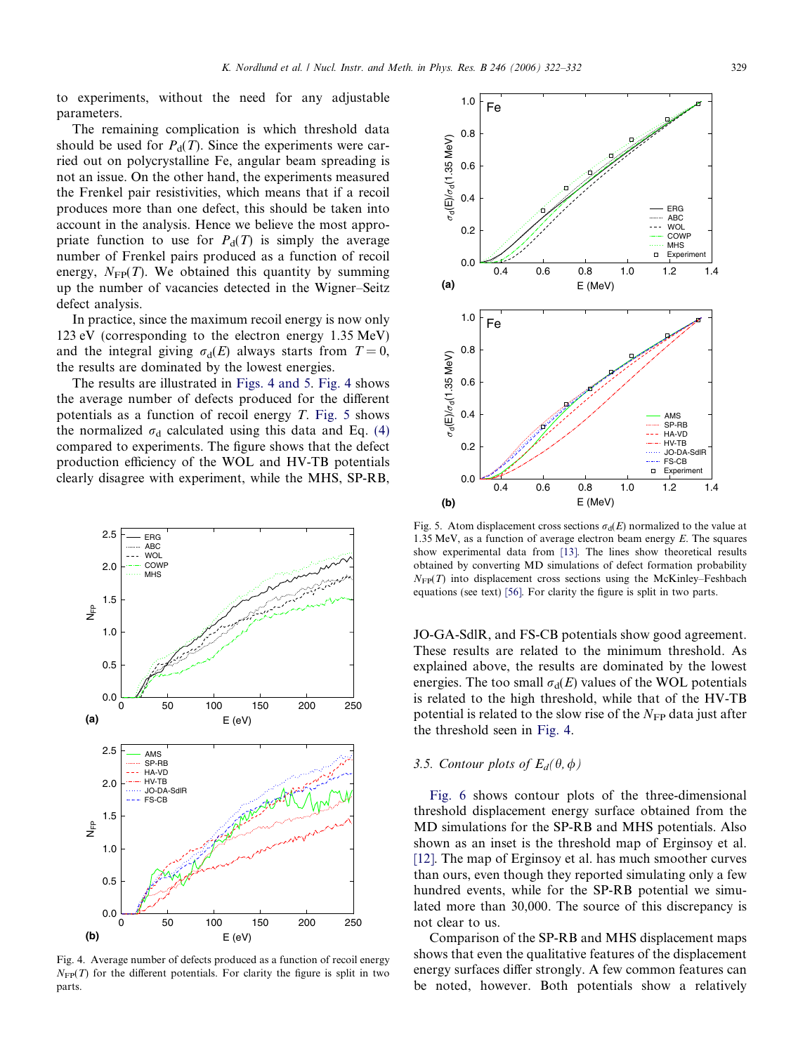to experiments, without the need for any adjustable parameters.

The remaining complication is which threshold data should be used for $P_d(T)$. Since the experiments were carried out on polycrystalline Fe, angular beam spreading is not an issue. On the other hand, the experiments measured the Frenkel pair resistivities, which means that if a recoil produces more than one defect, this should be taken into account in the analysis. Hence we believe the most appropriate function to use for $P_d(T)$ is simply the average number of Frenkel pairs produced as a function of recoil energy, $N_{FP}(T)$. We obtained this quantity by summing up the number of vacancies detected in the Wigner–Seitz defect analysis.

In practice, since the maximum recoil energy is now only 123 eV (corresponding to the electron energy 1.35 MeV) and the integral giving $\sigma_d(E)$ always starts from $T = 0$, the results are dominated by the lowest energies.

The results are illustrated in Figs. 4 and 5. Fig. 4 shows the average number of defects produced for the different potentials as a function of recoil energy $T$. Fig. 5 shows the normalized $\sigma_d$ calculated using this data and Eq. (4) compared to experiments. The figure shows that the defect production efficiency of the WOL and HV-TB potentials clearly disagree with experiment, while the MHS, SP-RB, JO-GA-SdlR, and FS-CB potentials show good agreement. These results are related to the minimum threshold. As explained above, the results are dominated by the lowest energies. The too small $\sigma_d(E)$ values of the WOL potentials is related to the high threshold, while that of the HV-TB potential is related to the slow rise of the $N_{FP}$ data just after the threshold seen in Fig. 4.

Fig. 4. Average number of defects produced as a function of recoil energy $N_{FP}(T)$ for the different potentials. For clarity the figure is split in two parts.

Fig. 5. Atom displacement cross sections $\sigma_d(E)$ normalized to the value at 1.35 MeV, as a function of average electron beam energy $E$. The squares show experimental data from [13]. The lines show theoretical results obtained by converting MD simulations of defect formation probability $N_{FP}(T)$ into displacement cross sections using the McKinley–Feshbach equations (see text) [56]. For clarity the figure is split in two parts.

### 3.5. Contour plots of $E_d(\theta, \phi)$

Fig. 6 shows contour plots of the three-dimensional threshold displacement energy surface obtained from the MD simulations for the SP-RB and MHS potentials. Also shown as an inset is the threshold map of Erginsoy et al. [12]. The map of Erginsoy et al. has much smoother curves than ours, even though they reported simulating only a few hundred events, while for the SP-RB potential we simulated more than 30,000. The source of this discrepancy is not clear to us.

Comparison of the SP-RB and MHS displacement maps shows that even the qualitative features of the displacement energy surfaces differ strongly. A few common features can be noted, however. Both potentials show a relatively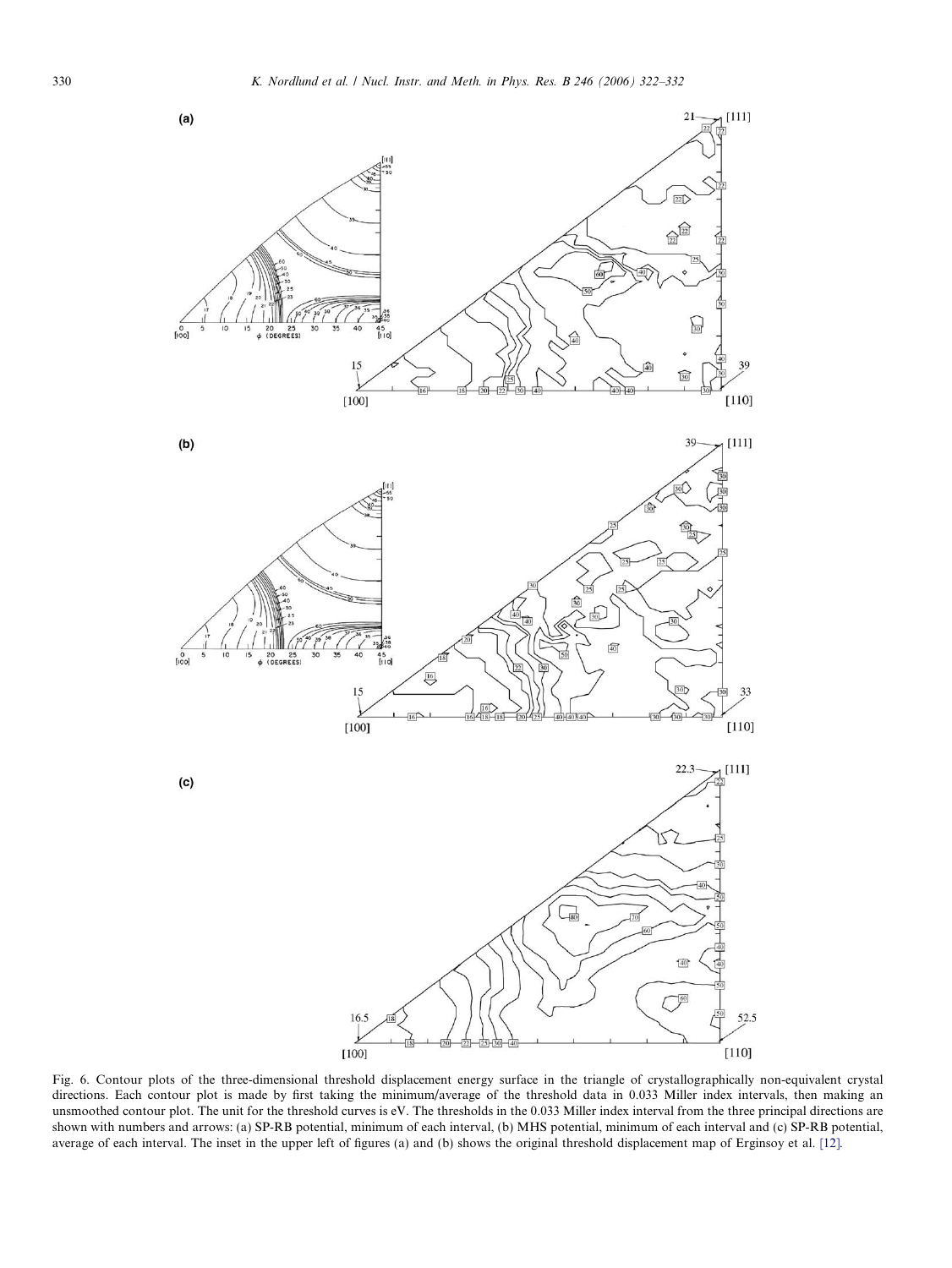Fig. 6. Contour plots of the three-dimensional threshold displacement energy surface in the triangle of crystallographically non-equivalent crystal directions. Each contour plot is made by first taking the minimum/average of the threshold data in 0.033 Miller index intervals, then making an unsmoothed contour plot. The unit for the threshold curves is eV. The thresholds in the 0.033 Miller index interval from the three principal directions are shown with numbers and arrows: (a) SP-RB potential, minimum of each interval, (b) MHS potential, minimum of each interval and (c) SP-RB potential, average of each interval. The inset in the upper left of figures (a) and (b) shows the original threshold displacement map of Erginsoy et al. [12].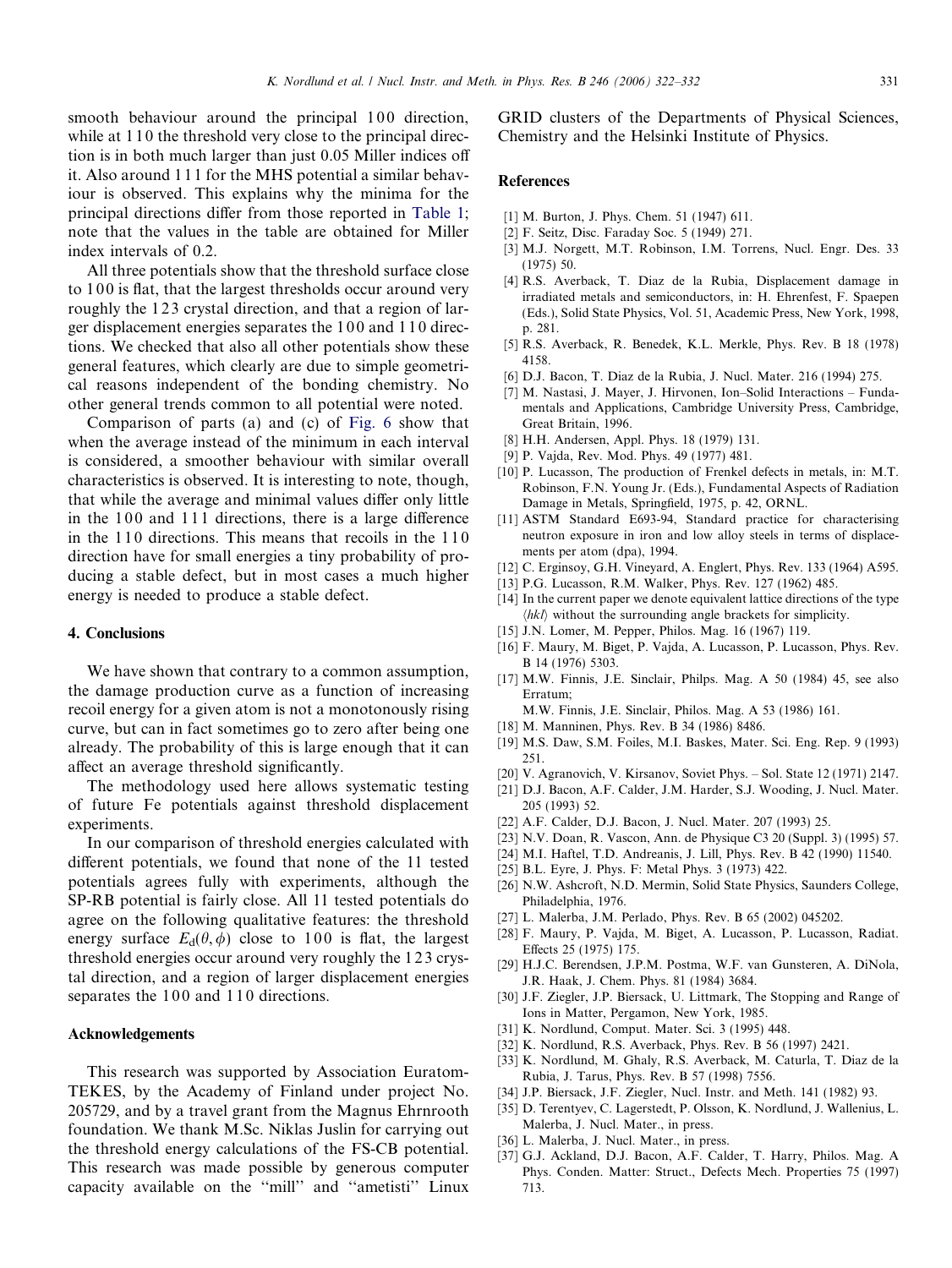smooth behaviour around the principal 1 0 0 direction, while at 1 1 0 the threshold very close to the principal direction is in both much larger than just 0.05 Miller indices off it. Also around 1 1 1 for the MHS potential a similar behaviour is observed. This explains why the minima for the principal directions differ from those reported in Table 1; note that the values in the table are obtained for Miller index intervals of 0.2.

All three potentials show that the threshold surface close to 1 0 0 is flat, that the largest thresholds occur around very roughly the 1 2 3 crystal direction, and that a region of larger displacement energies separates the 1 0 0 and 1 1 0 directions. We checked that also all other potentials show these general features, which clearly are due to simple geometrical reasons independent of the bonding chemistry. No other general trends common to all potential were noted.

Comparison of parts (a) and (c) of Fig. 6 show that when the average instead of the minimum in each interval is considered, a smoother behaviour with similar overall characteristics is observed. It is interesting to note, though, that while the average and minimal values differ only little in the 1 0 0 and 1 1 1 directions, there is a large difference in the 1 1 0 directions. This means that recoils in the 1 1 0 direction have for small energies a tiny probability of producing a stable defect, but in most cases a much higher energy is needed to produce a stable defect.

## 4. Conclusions

We have shown that contrary to a common assumption, the damage production curve as a function of increasing recoil energy for a given atom is not a monotonously rising curve, but can in fact sometimes go to zero after being one already. The probability of this is large enough that it can affect an average threshold significantly.

The methodology used here allows systematic testing of future Fe potentials against threshold displacement experiments.

In our comparison of threshold energies calculated with different potentials, we found that none of the 11 tested potentials agrees fully with experiments, although the SP-RB potential is fairly close. All 11 tested potentials do agree on the following qualitative features: the threshold energy surface $E_d(\theta, \phi)$ close to 1 0 0 is flat, the largest threshold energies occur around very roughly the 1 2 3 crystal direction, and a region of larger displacement energies separates the 1 0 0 and 1 1 0 directions.

## Acknowledgements

This research was supported by Association Euratom-TEKES, by the Academy of Finland under project No. 205729, and by a travel grant from the Magnus Ehrnrooth foundation. We thank M.Sc. Niklas Juslin for carrying out the threshold energy calculations of the FS-CB potential. This research was made possible by generous computer capacity available on the ''mill'' and ''ametisti'' Linux GRID clusters of the Departments of Physical Sciences, Chemistry and the Helsinki Institute of Physics.

## References

[1] M. Burton, J. Phys. Chem. 51 (1947) 611.

[2] F. Seitz, Disc. Faraday Soc. 5 (1949) 271.

[3] M.J. Norgett, M.T. Robinson, I.M. Torrens, Nucl. Engr. Des. 33 (1975) 50.

[4] R.S. Averback, T. Diaz de la Rubia, Displacement damage in irradiated metals and semiconductors, in: H. Ehrenfest, F. Spaepen (Eds.), Solid State Physics, Vol. 51, Academic Press, New York, 1998, p. 281.

[5] R.S. Averback, R. Benedek, K.L. Merkle, Phys. Rev. B 18 (1978) 4158.

[6] D.J. Bacon, T. Diaz de la Rubia, J. Nucl. Mater. 216 (1994) 275.

[7] M. Nastasi, J. Mayer, J. Hirvonen, Ion–Solid Interactions – Fundamentals and Applications, Cambridge University Press, Cambridge, Great Britain, 1996.

[8] H.H. Andersen, Appl. Phys. 18 (1979) 131.

[9] P. Vajda, Rev. Mod. Phys. 49 (1977) 481.

[10] P. Lucasson, The production of Frenkel defects in metals, in: M.T. Robinson, F.N. Young Jr. (Eds.), Fundamental Aspects of Radiation Damage in Metals, Springfield, 1975, p. 42, ORNL.

[11] ASTM Standard E693-94, Standard practice for characterising neutron exposure in iron and low alloy steels in terms of displacements per atom (dpa), 1994.

[12] C. Erginsoy, G.H. Vineyard, A. Englert, Phys. Rev. 133 (1964) A595.

[13] P.G. Lucasson, R.M. Walker, Phys. Rev. 127 (1962) 485.

[14] In the current paper we denote equivalent lattice directions of the type $\langle hkl \rangle$ without the surrounding angle brackets for simplicity.

[15] J.N. Lomer, M. Pepper, Philos. Mag. 16 (1967) 119.

[16] F. Maury, M. Biget, P. Vajda, A. Lucasson, P. Lucasson, Phys. Rev. B 14 (1976) 5303.

[17] M.W. Finnis, J.E. Sinclair, Philps. Mag. A 50 (1984) 45, see also Erratum;
M.W. Finnis, J.E. Sinclair, Philos. Mag. A 53 (1986) 161.

[18] M. Manninen, Phys. Rev. B 34 (1986) 8486.

[19] M.S. Daw, S.M. Foiles, M.I. Baskes, Mater. Sci. Eng. Rep. 9 (1993) 251.

[20] V. Agranovich, V. Kirsanov, Soviet Phys. – Sol. State 12 (1971) 2147.

[21] D.J. Bacon, A.F. Calder, J.M. Harder, S.J. Wooding, J. Nucl. Mater. 205 (1993) 52.

[22] A.F. Calder, D.J. Bacon, J. Nucl. Mater. 207 (1993) 25.

[23] N.V. Doan, R. Vascon, Ann. de Physique C3 20 (Suppl. 3) (1995) 57.

[24] M.I. Haftel, T.D. Andreanis, J. Lill, Phys. Rev. B 42 (1990) 11540.

[25] B.L. Eyre, J. Phys. F: Metal Phys. 3 (1973) 422.

[26] N.W. Ashcroft, N.D. Mermin, Solid State Physics, Saunders College, Philadelphia, 1976.

[27] L. Malerba, J.M. Perlado, Phys. Rev. B 65 (2002) 045202.

[28] F. Maury, P. Vajda, M. Biget, A. Lucasson, P. Lucasson, Radiat. Effects 25 (1975) 175.

[29] H.J.C. Berendsen, J.P.M. Postma, W.F. van Gunsteren, A. DiNola, J.R. Haak, J. Chem. Phys. 81 (1984) 3684.

[30] J.F. Ziegler, J.P. Biersack, U. Littmark, The Stopping and Range of Ions in Matter, Pergamon, New York, 1985.

[31] K. Nordlund, Comput. Mater. Sci. 3 (1995) 448.

[32] K. Nordlund, R.S. Averback, Phys. Rev. B 56 (1997) 2421.

[33] K. Nordlund, M. Ghaly, R.S. Averback, M. Caturla, T. Diaz de la Rubia, J. Tarus, Phys. Rev. B 57 (1998) 7556.

[34] J.P. Biersack, J.F. Ziegler, Nucl. Instr. and Meth. 141 (1982) 93.

[35] D. Terentyev, C. Lagerstedt, P. Olsson, K. Nordlund, J. Wallenius, L. Malerba, J. Nucl. Mater., in press.

[36] L. Malerba, J. Nucl. Mater., in press.

[37] G.J. Ackland, D.J. Bacon, A.F. Calder, T. Harry, Philos. Mag. A Phys. Conden. Matter: Struct., Defects Mech. Properties 75 (1997) 713.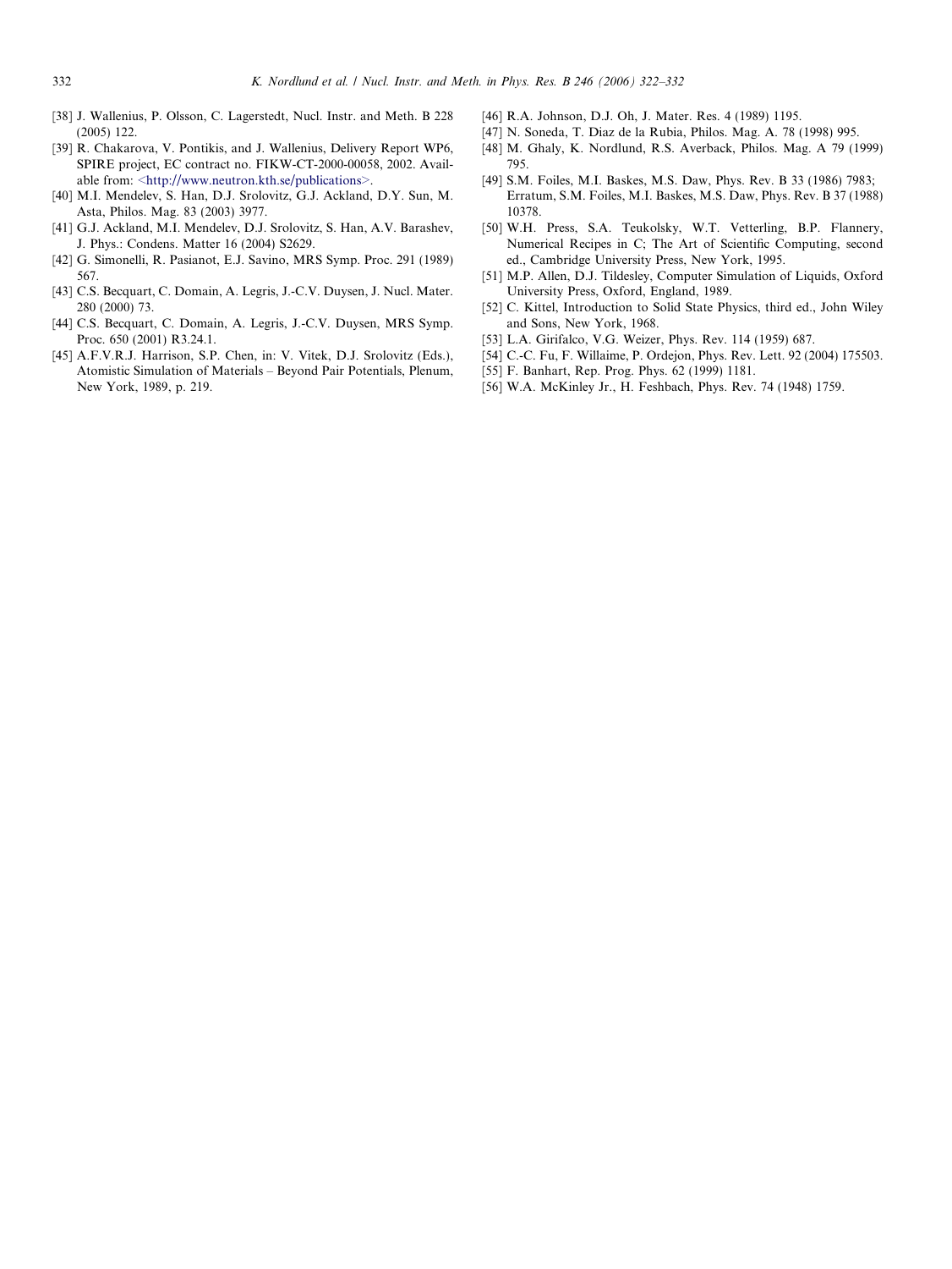[38] J. Wallenius, P. Olsson, C. Lagerstedt, Nucl. Instr. and Meth. B 228 (2005) 122.

[39] R. Chakarova, V. Pontikis, and J. Wallenius, Delivery Report WP6, SPIRE project, EC contract no. FIKW-CT-2000-00058, 2002. Available from: <http://www.neutron.kth.se/publications>.

[40] M.I. Mendelev, S. Han, D.J. Srolovitz, G.J. Ackland, D.Y. Sun, M. Asta, Philos. Mag. 83 (2003) 3977.

[41] G.J. Ackland, M.I. Mendelev, D.J. Srolovitz, S. Han, A.V. Barashev, J. Phys.: Condens. Matter 16 (2004) S2629.

[42] G. Simonelli, R. Pasianot, E.J. Savino, MRS Symp. Proc. 291 (1989) 567.

[43] C.S. Becquart, C. Domain, A. Legris, J.-C.V. Duysen, J. Nucl. Mater. 280 (2000) 73.

[44] C.S. Becquart, C. Domain, A. Legris, J.-C.V. Duysen, MRS Symp. Proc. 650 (2001) R3.24.1.

[45] A.F.V.R.J. Harrison, S.P. Chen, in: V. Vitek, D.J. Srolovitz (Eds.), Atomistic Simulation of Materials – Beyond Pair Potentials, Plenum, New York, 1989, p. 219.

[46] R.A. Johnson, D.J. Oh, J. Mater. Res. 4 (1989) 1195.

[47] N. Soneda, T. Diaz de la Rubia, Philos. Mag. A. 78 (1998) 995.

[48] M. Ghaly, K. Nordlund, R.S. Averback, Philos. Mag. A 79 (1999) 795.

[49] S.M. Foiles, M.I. Baskes, M.S. Daw, Phys. Rev. B 33 (1986) 7983; Erratum, S.M. Foiles, M.I. Baskes, M.S. Daw, Phys. Rev. B 37 (1988) 10378.

[50] W.H. Press, S.A. Teukolsky, W.T. Vetterling, B.P. Flannery, Numerical Recipes in C; The Art of Scientific Computing, second ed., Cambridge University Press, New York, 1995.

[51] M.P. Allen, D.J. Tildesley, Computer Simulation of Liquids, Oxford University Press, Oxford, England, 1989.

[52] C. Kittel, Introduction to Solid State Physics, third ed., John Wiley and Sons, New York, 1968.

[53] L.A. Girifalco, V.G. Weizer, Phys. Rev. 114 (1959) 687.

[54] C.-C. Fu, F. Willaime, P. Ordejon, Phys. Rev. Lett. 92 (2004) 175503.

[55] F. Banhart, Rep. Prog. Phys. 62 (1999) 1181.

[56] W.A. McKinley Jr., H. Feshbach, Phys. Rev. 74 (1948) 1759.